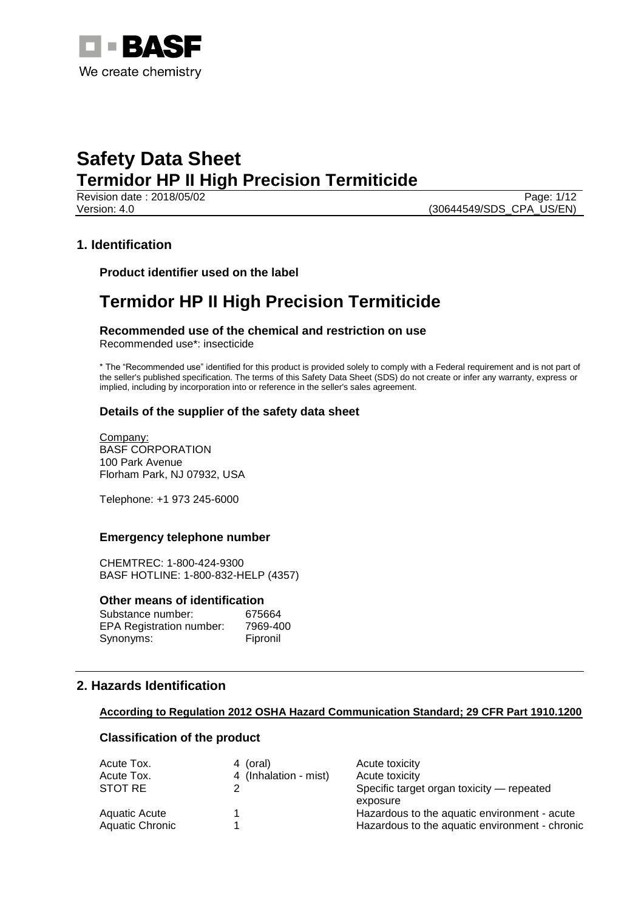# Safety Data Sheet

## Termidor HP II High Precision Termiticide

Revision date : 2018/05/02
Version: 4.0
(30644549/SDS_CPA_US/EN)

## 1. Identification

### Product identifier used on the label

# Termidor HP II High Precision Termiticide

### Recommended use of the chemical and restriction on use

Recommended use*: insecticide

* The "Recommended use" identified for this product is provided solely to comply with a Federal requirement and is not part of the seller's published specification. The terms of this Safety Data Sheet (SDS) do not create or infer any warranty, express or implied, including by incorporation into or reference in the seller's sales agreement.

### Details of the supplier of the safety data sheet

Company:
BASF CORPORATION
100 Park Avenue
Florham Park, NJ 07932, USA

Telephone: +1 973 245-6000

### Emergency telephone number

CHEMTREC: 1-800-424-9300
BASF HOTLINE: 1-800-832-HELP (4357)

### Other means of identification

| | |
|---|---|
| Substance number: | 675664 |
| EPA Registration number: | 7969-400 |
| Synonyms: | Fipronil |

## 2. Hazards Identification

**According to Regulation 2012 OSHA Hazard Communication Standard; 29 CFR Part 1910.1200**

### Classification of the product

| | | |
|---|---|---|
| Acute Tox. | 4 (oral) | Acute toxicity |
| Acute Tox. | 4 (Inhalation - mist) | Acute toxicity |
| STOT RE | 2 | Specific target organ toxicity — repeated exposure |
| Aquatic Acute | 1 | Hazardous to the aquatic environment - acute |
| Aquatic Chronic | 1 | Hazardous to the aquatic environment - chronic |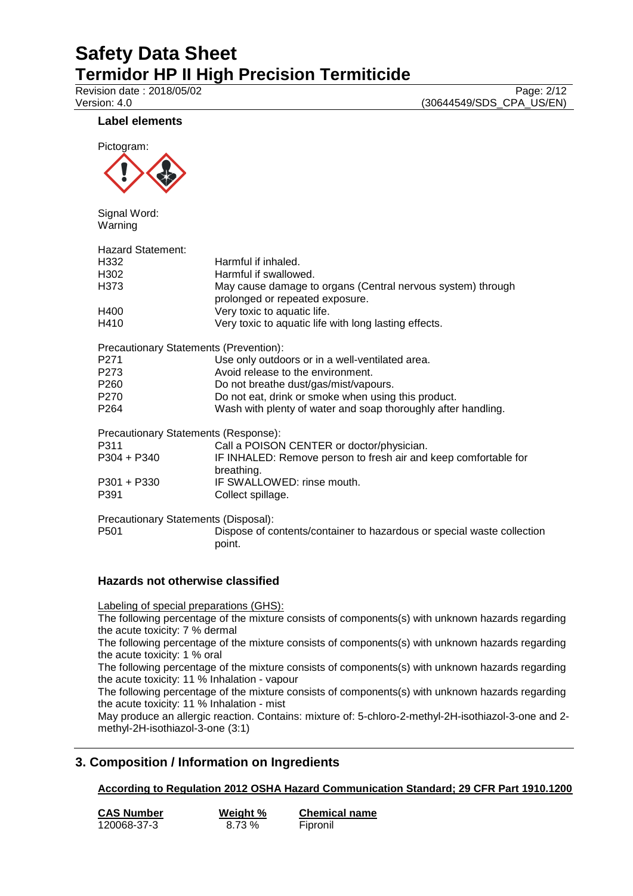### Label elements

Pictogram:

Signal Word:
Warning

Hazard Statement:

| | |
|---|---|
| H332 | Harmful if inhaled. |
| H302 | Harmful if swallowed. |
| H373 | May cause damage to organs (Central nervous system) through prolonged or repeated exposure. |
| H400 | Very toxic to aquatic life. |
| H410 | Very toxic to aquatic life with long lasting effects. |

Precautionary Statements (Prevention):

| | |
|---|---|
| P271 | Use only outdoors or in a well-ventilated area. |
| P273 | Avoid release to the environment. |
| P260 | Do not breathe dust/gas/mist/vapours. |
| P270 | Do not eat, drink or smoke when using this product. |
| P264 | Wash with plenty of water and soap thoroughly after handling. |

Precautionary Statements (Response):

| | |
|---|---|
| P311 | Call a POISON CENTER or doctor/physician. |
| P304 + P340 | IF INHALED: Remove person to fresh air and keep comfortable for breathing. |
| P301 + P330 | IF SWALLOWED: rinse mouth. |
| P391 | Collect spillage. |

Precautionary Statements (Disposal):

| | |
|---|---|
| P501 | Dispose of contents/container to hazardous or special waste collection point. |

### Hazards not otherwise classified

Labeling of special preparations (GHS):

The following percentage of the mixture consists of components(s) with unknown hazards regarding the acute toxicity: 7 % dermal

The following percentage of the mixture consists of components(s) with unknown hazards regarding the acute toxicity: 1 % oral

The following percentage of the mixture consists of components(s) with unknown hazards regarding the acute toxicity: 11 % Inhalation - vapour

The following percentage of the mixture consists of components(s) with unknown hazards regarding the acute toxicity: 11 % Inhalation - mist

May produce an allergic reaction. Contains: mixture of: 5-chloro-2-methyl-2H-isothiazol-3-one and 2-methyl-2H-isothiazol-3-one (3:1)

## 3. Composition / Information on Ingredients

**According to Regulation 2012 OSHA Hazard Communication Standard; 29 CFR Part 1910.1200**

| CAS Number | Weight % | Chemical name |
|---|---|---|
| 120068-37-3 | 8.73 % | Fipronil |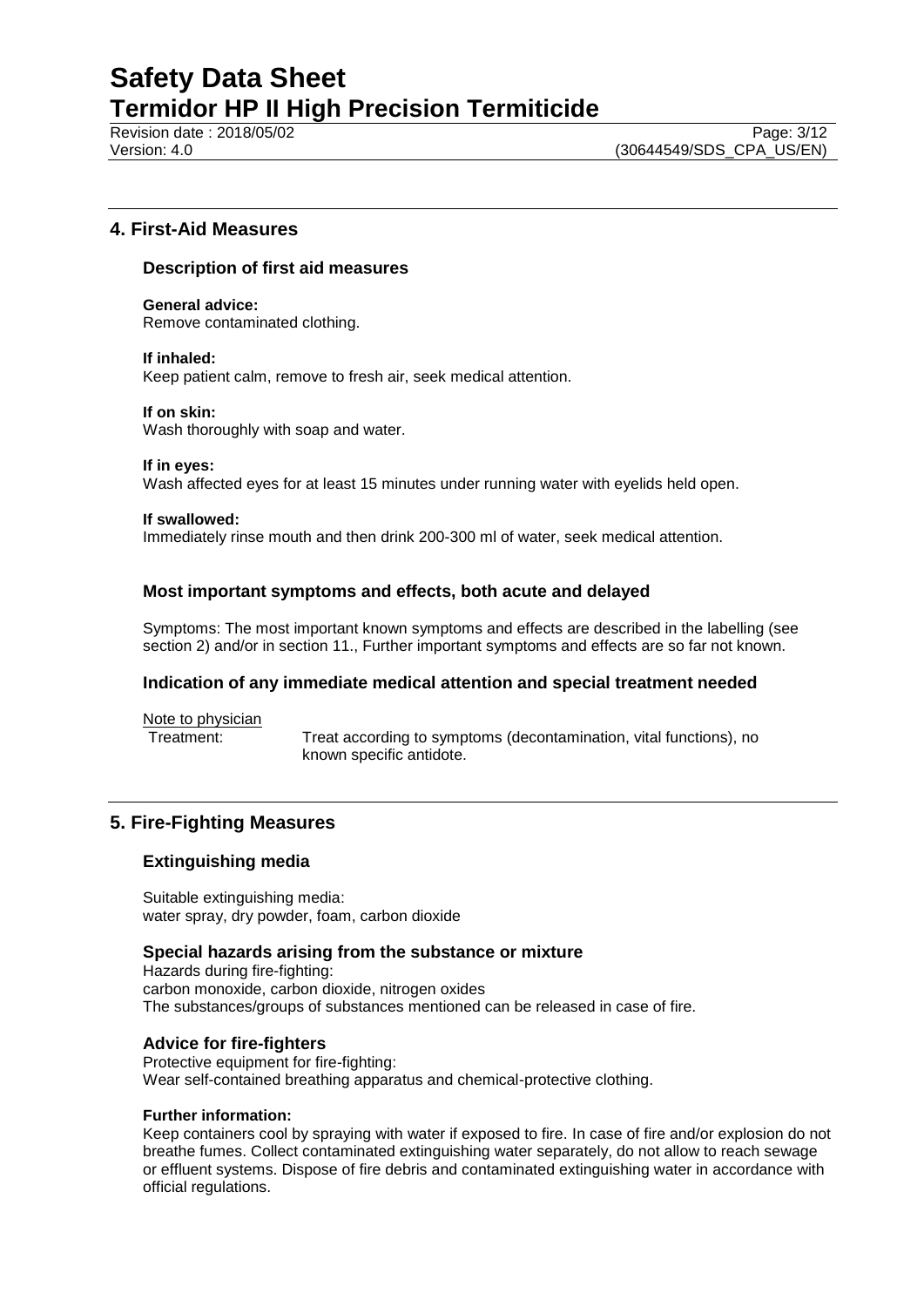## 4. First-Aid Measures

### Description of first aid measures

**General advice:**
Remove contaminated clothing.

**If inhaled:**
Keep patient calm, remove to fresh air, seek medical attention.

**If on skin:**
Wash thoroughly with soap and water.

**If in eyes:**
Wash affected eyes for at least 15 minutes under running water with eyelids held open.

**If swallowed:**
Immediately rinse mouth and then drink 200-300 ml of water, seek medical attention.

### Most important symptoms and effects, both acute and delayed

Symptoms: The most important known symptoms and effects are described in the labelling (see section 2) and/or in section 11., Further important symptoms and effects are so far not known.

### Indication of any immediate medical attention and special treatment needed

Note to physician

Treatment: Treat according to symptoms (decontamination, vital functions), no known specific antidote.

## 5. Fire-Fighting Measures

### Extinguishing media

Suitable extinguishing media:
water spray, dry powder, foam, carbon dioxide

### Special hazards arising from the substance or mixture

Hazards during fire-fighting:
carbon monoxide, carbon dioxide, nitrogen oxides
The substances/groups of substances mentioned can be released in case of fire.

### Advice for fire-fighters

Protective equipment for fire-fighting:
Wear self-contained breathing apparatus and chemical-protective clothing.

**Further information:**
Keep containers cool by spraying with water if exposed to fire. In case of fire and/or explosion do not breathe fumes. Collect contaminated extinguishing water separately, do not allow to reach sewage or effluent systems. Dispose of fire debris and contaminated extinguishing water in accordance with official regulations.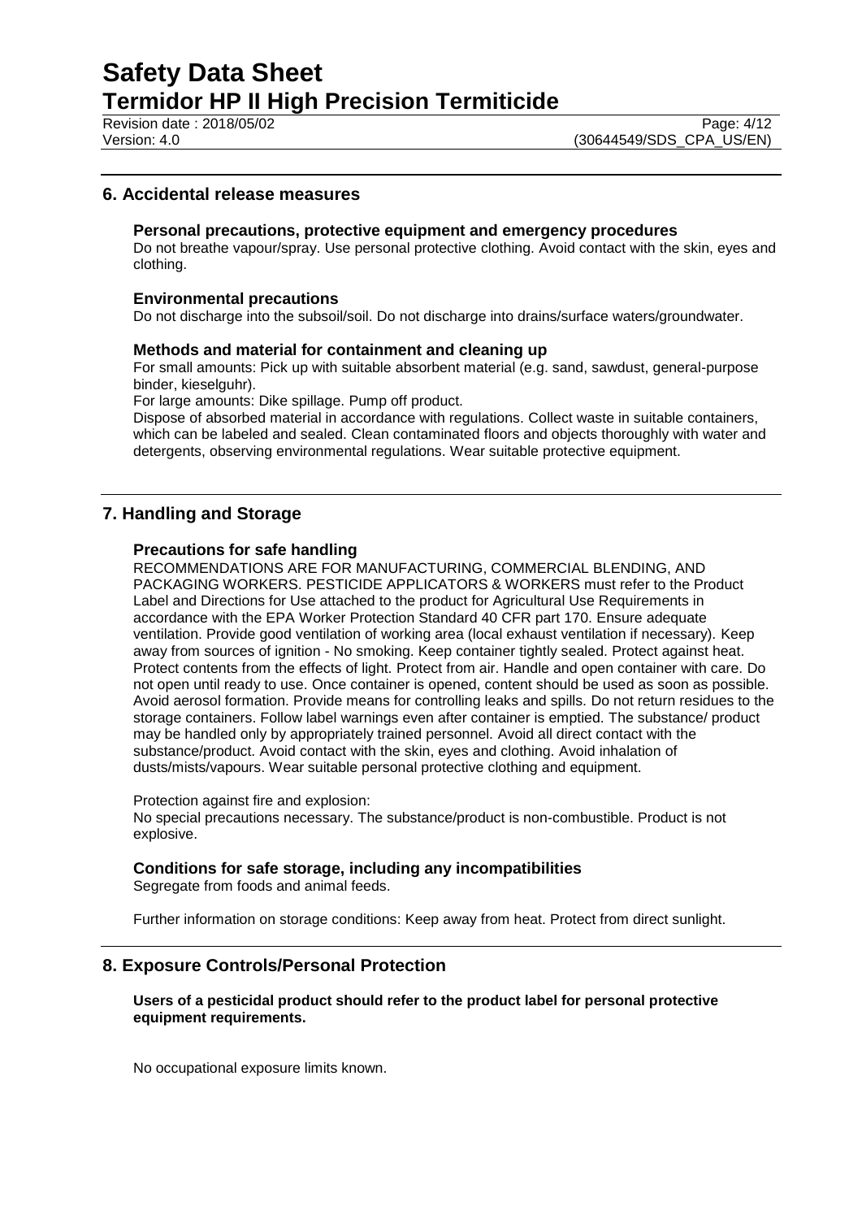## 6. Accidental release measures

### Personal precautions, protective equipment and emergency procedures

Do not breathe vapour/spray. Use personal protective clothing. Avoid contact with the skin, eyes and clothing.

### Environmental precautions

Do not discharge into the subsoil/soil. Do not discharge into drains/surface waters/groundwater.

### Methods and material for containment and cleaning up

For small amounts: Pick up with suitable absorbent material (e.g. sand, sawdust, general-purpose binder, kieselguhr).

For large amounts: Dike spillage. Pump off product.

Dispose of absorbed material in accordance with regulations. Collect waste in suitable containers, which can be labeled and sealed. Clean contaminated floors and objects thoroughly with water and detergents, observing environmental regulations. Wear suitable protective equipment.

## 7. Handling and Storage

### Precautions for safe handling

RECOMMENDATIONS ARE FOR MANUFACTURING, COMMERCIAL BLENDING, AND PACKAGING WORKERS. PESTICIDE APPLICATORS & WORKERS must refer to the Product Label and Directions for Use attached to the product for Agricultural Use Requirements in accordance with the EPA Worker Protection Standard 40 CFR part 170. Ensure adequate ventilation. Provide good ventilation of working area (local exhaust ventilation if necessary). Keep away from sources of ignition - No smoking. Keep container tightly sealed. Protect against heat. Protect contents from the effects of light. Protect from air. Handle and open container with care. Do not open until ready to use. Once container is opened, content should be used as soon as possible. Avoid aerosol formation. Provide means for controlling leaks and spills. Do not return residues to the storage containers. Follow label warnings even after container is emptied. The substance/ product may be handled only by appropriately trained personnel. Avoid all direct contact with the substance/product. Avoid contact with the skin, eyes and clothing. Avoid inhalation of dusts/mists/vapours. Wear suitable personal protective clothing and equipment.

Protection against fire and explosion:

No special precautions necessary. The substance/product is non-combustible. Product is not explosive.

### Conditions for safe storage, including any incompatibilities

Segregate from foods and animal feeds.

Further information on storage conditions: Keep away from heat. Protect from direct sunlight.

## 8. Exposure Controls/Personal Protection

**Users of a pesticidal product should refer to the product label for personal protective equipment requirements.**

No occupational exposure limits known.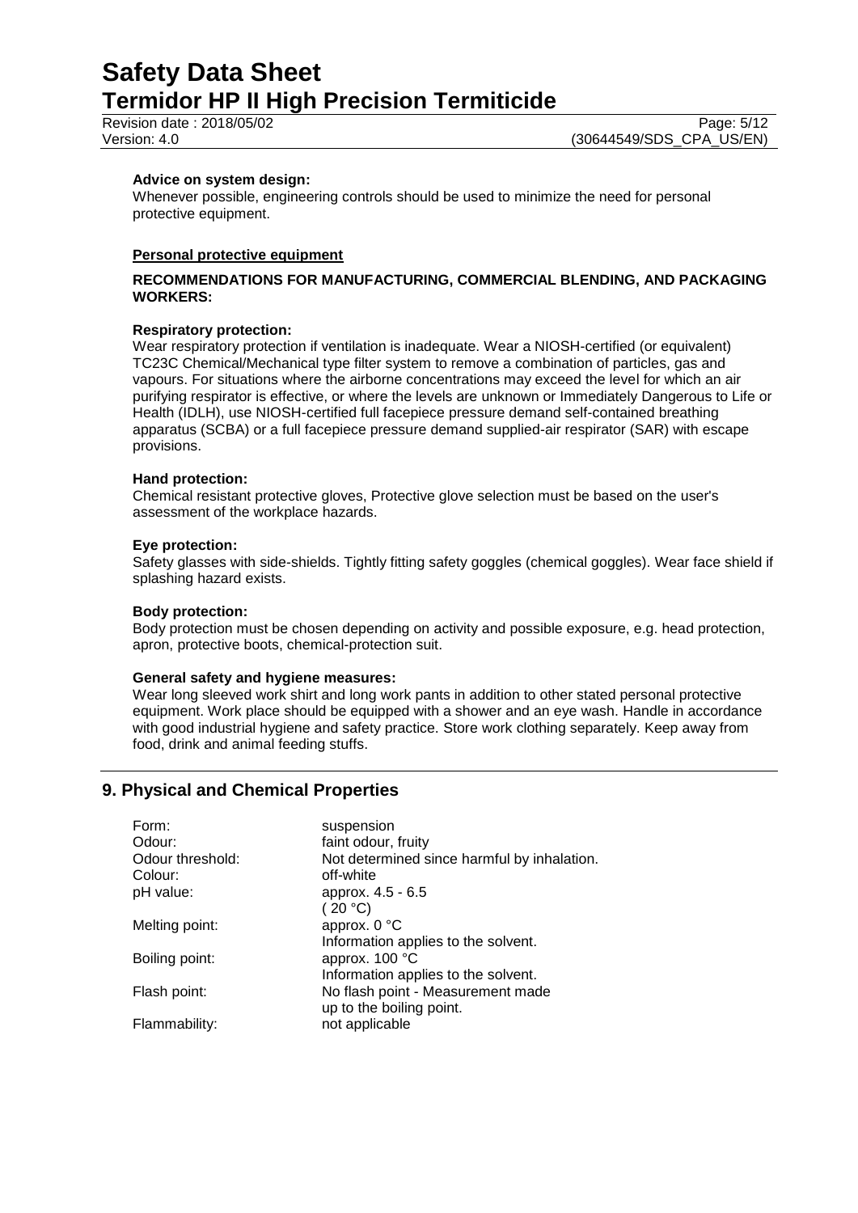**Advice on system design:**
Whenever possible, engineering controls should be used to minimize the need for personal protective equipment.

**Personal protective equipment**

**RECOMMENDATIONS FOR MANUFACTURING, COMMERCIAL BLENDING, AND PACKAGING WORKERS:**

**Respiratory protection:**
Wear respiratory protection if ventilation is inadequate. Wear a NIOSH-certified (or equivalent) TC23C Chemical/Mechanical type filter system to remove a combination of particles, gas and vapours. For situations where the airborne concentrations may exceed the level for which an air purifying respirator is effective, or where the levels are unknown or Immediately Dangerous to Life or Health (IDLH), use NIOSH-certified full facepiece pressure demand self-contained breathing apparatus (SCBA) or a full facepiece pressure demand supplied-air respirator (SAR) with escape provisions.

**Hand protection:**
Chemical resistant protective gloves, Protective glove selection must be based on the user's assessment of the workplace hazards.

**Eye protection:**
Safety glasses with side-shields. Tightly fitting safety goggles (chemical goggles). Wear face shield if splashing hazard exists.

**Body protection:**
Body protection must be chosen depending on activity and possible exposure, e.g. head protection, apron, protective boots, chemical-protection suit.

**General safety and hygiene measures:**
Wear long sleeved work shirt and long work pants in addition to other stated personal protective equipment. Work place should be equipped with a shower and an eye wash. Handle in accordance with good industrial hygiene and safety practice. Store work clothing separately. Keep away from food, drink and animal feeding stuffs.

## 9. Physical and Chemical Properties

| | |
|---|---|
| Form: | suspension |
| Odour: | faint odour, fruity |
| Odour threshold: | Not determined since harmful by inhalation. |
| Colour: | off-white |
| pH value: | approx. 4.5 - 6.5<br>( 20 °C) |
| Melting point: | approx. 0 °C<br>Information applies to the solvent. |
| Boiling point: | approx. 100 °C<br>Information applies to the solvent. |
| Flash point: | No flash point - Measurement made up to the boiling point. |
| Flammability: | not applicable |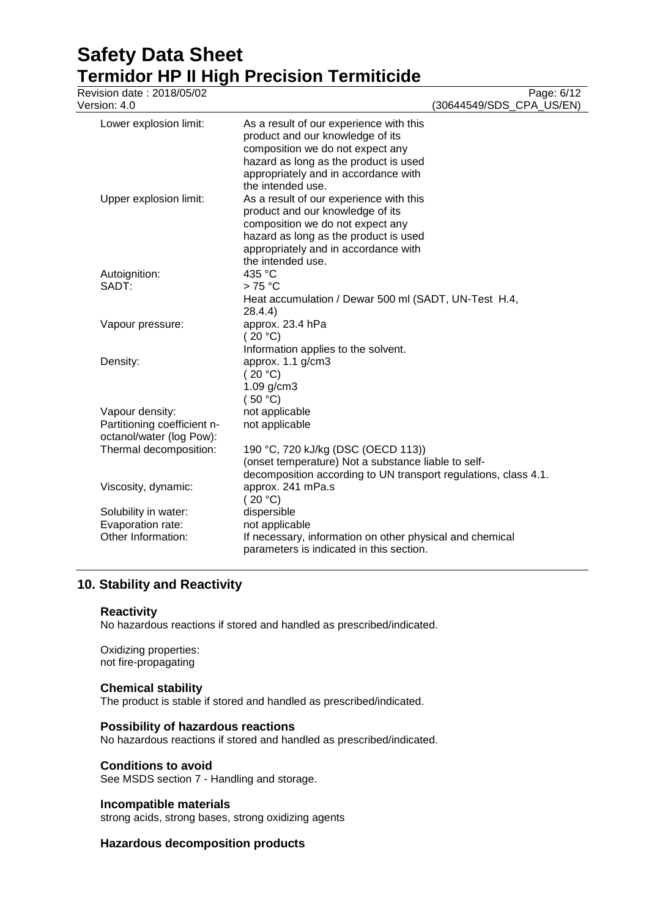| | |
|---|---|
| Lower explosion limit: | As a result of our experience with this product and our knowledge of its composition we do not expect any hazard as long as the product is used appropriately and in accordance with the intended use. |
| Upper explosion limit: | As a result of our experience with this product and our knowledge of its composition we do not expect any hazard as long as the product is used appropriately and in accordance with the intended use. |
| Autoignition: | 435 °C |
| SADT: | > 75 °C<br>Heat accumulation / Dewar 500 ml (SADT, UN-Test H.4, 28.4.4) |
| Vapour pressure: | approx. 23.4 hPa<br>( 20 °C)<br>Information applies to the solvent. |
| Density: | approx. 1.1 g/cm3<br>( 20 °C)<br>1.09 g/cm3<br>( 50 °C) |
| Vapour density: | not applicable |
| Partitioning coefficient n-octanol/water (log Pow): | not applicable |
| Thermal decomposition: | 190 °C, 720 kJ/kg (DSC (OECD 113))<br>(onset temperature) Not a substance liable to self-decomposition according to UN transport regulations, class 4.1. |
| Viscosity, dynamic: | approx. 241 mPa.s<br>( 20 °C) |
| Solubility in water: | dispersible |
| Evaporation rate: | not applicable |
| Other Information: | If necessary, information on other physical and chemical parameters is indicated in this section. |

## 10. Stability and Reactivity

### Reactivity

No hazardous reactions if stored and handled as prescribed/indicated.

Oxidizing properties:
not fire-propagating

### Chemical stability

The product is stable if stored and handled as prescribed/indicated.

### Possibility of hazardous reactions

No hazardous reactions if stored and handled as prescribed/indicated.

### Conditions to avoid

See MSDS section 7 - Handling and storage.

### Incompatible materials

strong acids, strong bases, strong oxidizing agents

### Hazardous decomposition products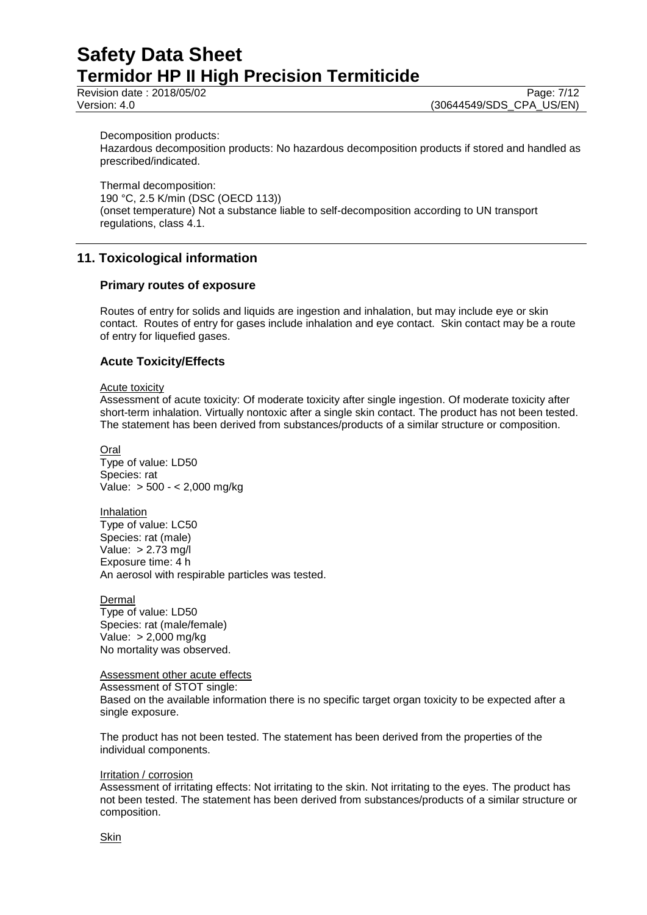Decomposition products:
Hazardous decomposition products: No hazardous decomposition products if stored and handled as prescribed/indicated.

Thermal decomposition:
190 °C, 2.5 K/min (DSC (OECD 113))
(onset temperature) Not a substance liable to self-decomposition according to UN transport regulations, class 4.1.

## 11. Toxicological information

### Primary routes of exposure

Routes of entry for solids and liquids are ingestion and inhalation, but may include eye or skin contact. Routes of entry for gases include inhalation and eye contact. Skin contact may be a route of entry for liquefied gases.

### Acute Toxicity/Effects

Acute toxicity
Assessment of acute toxicity: Of moderate toxicity after single ingestion. Of moderate toxicity after short-term inhalation. Virtually nontoxic after a single skin contact. The product has not been tested. The statement has been derived from substances/products of a similar structure or composition.

Oral
Type of value: LD50
Species: rat
Value: > 500 - < 2,000 mg/kg

Inhalation
Type of value: LC50
Species: rat (male)
Value: > 2.73 mg/l
Exposure time: 4 h
An aerosol with respirable particles was tested.

Dermal
Type of value: LD50
Species: rat (male/female)
Value: > 2,000 mg/kg
No mortality was observed.

Assessment other acute effects
Assessment of STOT single:
Based on the available information there is no specific target organ toxicity to be expected after a single exposure.

The product has not been tested. The statement has been derived from the properties of the individual components.

Irritation / corrosion
Assessment of irritating effects: Not irritating to the skin. Not irritating to the eyes. The product has not been tested. The statement has been derived from substances/products of a similar structure or composition.

Skin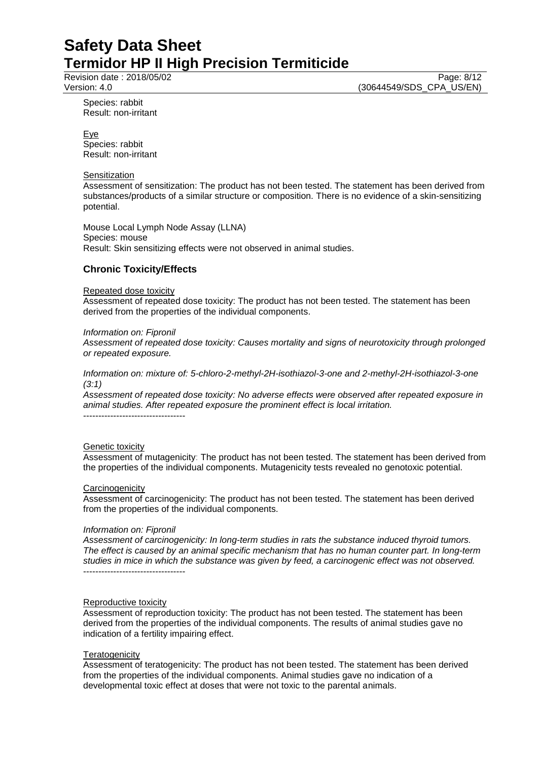Species: rabbit
Result: non-irritant

Eye
Species: rabbit
Result: non-irritant

Sensitization
Assessment of sensitization: The product has not been tested. The statement has been derived from substances/products of a similar structure or composition. There is no evidence of a skin-sensitizing potential.

Mouse Local Lymph Node Assay (LLNA)
Species: mouse
Result: Skin sensitizing effects were not observed in animal studies.

### Chronic Toxicity/Effects

Repeated dose toxicity
Assessment of repeated dose toxicity: The product has not been tested. The statement has been derived from the properties of the individual components.

*Information on: Fipronil*
*Assessment of repeated dose toxicity: Causes mortality and signs of neurotoxicity through prolonged or repeated exposure.*

*Information on: mixture of: 5-chloro-2-methyl-2H-isothiazol-3-one and 2-methyl-2H-isothiazol-3-one (3:1)*
*Assessment of repeated dose toxicity: No adverse effects were observed after repeated exposure in animal studies. After repeated exposure the prominent effect is local irritation.*
----------------------------------

Genetic toxicity
Assessment of mutagenicity: The product has not been tested. The statement has been derived from the properties of the individual components. Mutagenicity tests revealed no genotoxic potential.

Carcinogenicity
Assessment of carcinogenicity: The product has not been tested. The statement has been derived from the properties of the individual components.

*Information on: Fipronil*
*Assessment of carcinogenicity: In long-term studies in rats the substance induced thyroid tumors. The effect is caused by an animal specific mechanism that has no human counter part. In long-term studies in mice in which the substance was given by feed, a carcinogenic effect was not observed.*
----------------------------------

Reproductive toxicity
Assessment of reproduction toxicity: The product has not been tested. The statement has been derived from the properties of the individual components. The results of animal studies gave no indication of a fertility impairing effect.

Teratogenicity
Assessment of teratogenicity: The product has not been tested. The statement has been derived from the properties of the individual components. Animal studies gave no indication of a developmental toxic effect at doses that were not toxic to the parental animals.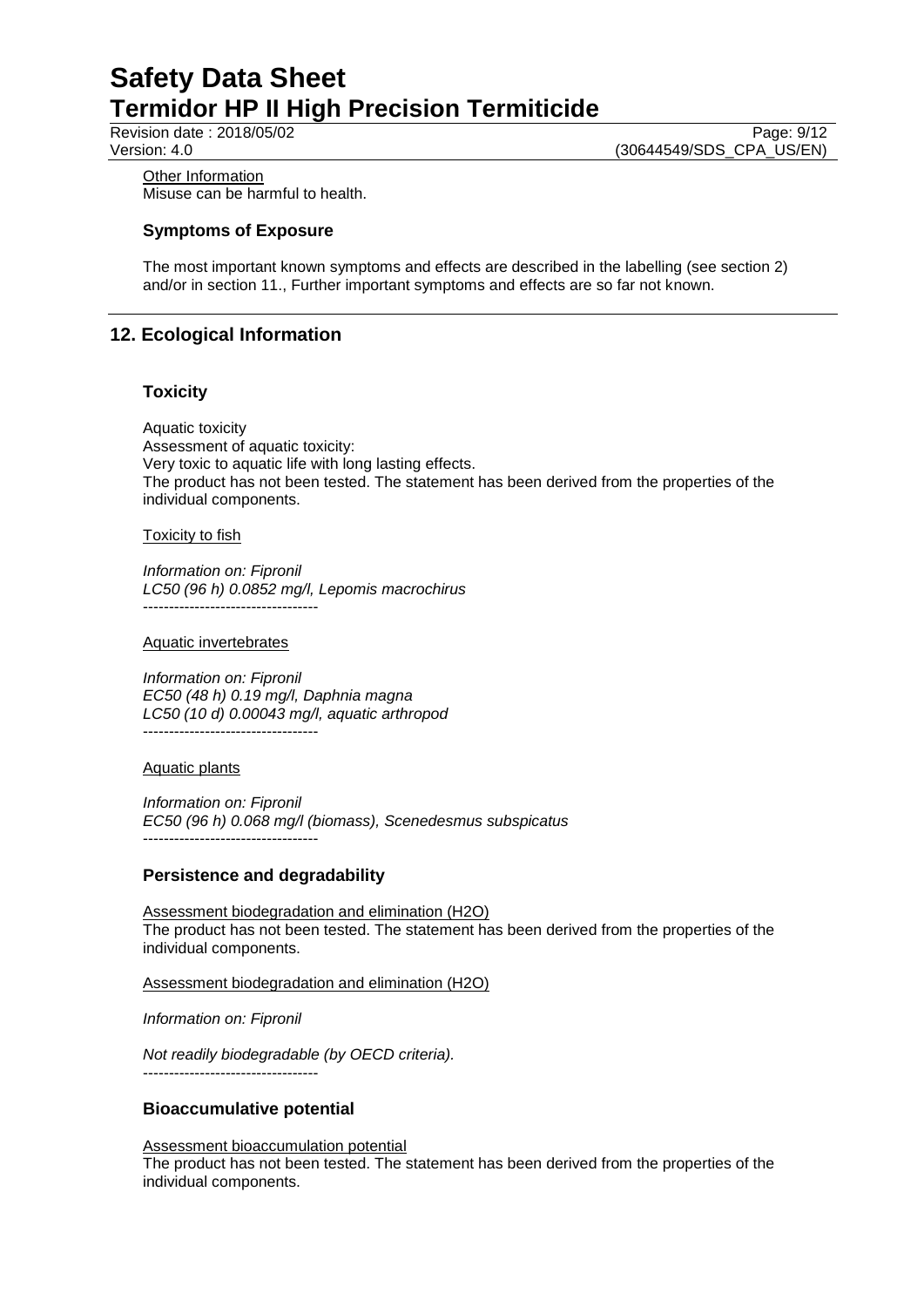Other Information
Misuse can be harmful to health.

### Symptoms of Exposure

The most important known symptoms and effects are described in the labelling (see section 2) and/or in section 11., Further important symptoms and effects are so far not known.

## 12. Ecological Information

### Toxicity

Aquatic toxicity
Assessment of aquatic toxicity:
Very toxic to aquatic life with long lasting effects.
The product has not been tested. The statement has been derived from the properties of the individual components.

Toxicity to fish

*Information on: Fipronil*
*LC50 (96 h) 0.0852 mg/l, Lepomis macrochirus*
----------------------------------

Aquatic invertebrates

*Information on: Fipronil*
*EC50 (48 h) 0.19 mg/l, Daphnia magna*
*LC50 (10 d) 0.00043 mg/l, aquatic arthropod*
----------------------------------

Aquatic plants

*Information on: Fipronil*
*EC50 (96 h) 0.068 mg/l (biomass), Scenedesmus subspicatus*
----------------------------------

### Persistence and degradability

Assessment biodegradation and elimination (H2O)
The product has not been tested. The statement has been derived from the properties of the individual components.

Assessment biodegradation and elimination (H2O)

*Information on: Fipronil*

*Not readily biodegradable (by OECD criteria).*
----------------------------------

### Bioaccumulative potential

Assessment bioaccumulation potential
The product has not been tested. The statement has been derived from the properties of the individual components.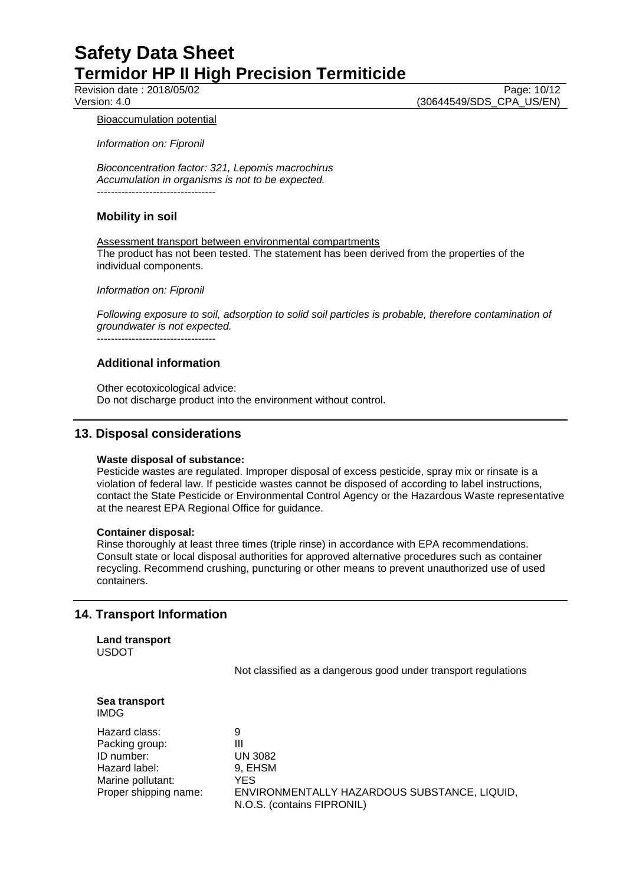Bioaccumulation potential

*Information on: Fipronil*

*Bioconcentration factor: 321, Lepomis macrochirus*
*Accumulation in organisms is not to be expected.*

----------------------------------

### Mobility in soil

Assessment transport between environmental compartments
The product has not been tested. The statement has been derived from the properties of the individual components.

*Information on: Fipronil*

*Following exposure to soil, adsorption to solid soil particles is probable, therefore contamination of groundwater is not expected.*

----------------------------------

### Additional information

Other ecotoxicological advice:
Do not discharge product into the environment without control.

## 13. Disposal considerations

**Waste disposal of substance:**
Pesticide wastes are regulated. Improper disposal of excess pesticide, spray mix or rinsate is a violation of federal law. If pesticide wastes cannot be disposed of according to label instructions, contact the State Pesticide or Environmental Control Agency or the Hazardous Waste representative at the nearest EPA Regional Office for guidance.

**Container disposal:**
Rinse thoroughly at least three times (triple rinse) in accordance with EPA recommendations. Consult state or local disposal authorities for approved alternative procedures such as container recycling. Recommend crushing, puncturing or other means to prevent unauthorized use of used containers.

## 14. Transport Information

**Land transport**
USDOT

Not classified as a dangerous good under transport regulations

**Sea transport**
IMDG

| | |
|---|---|
| Hazard class: | 9 |
| Packing group: | III |
| ID number: | UN 3082 |
| Hazard label: | 9, EHSM |
| Marine pollutant: | YES |
| Proper shipping name: | ENVIRONMENTALLY HAZARDOUS SUBSTANCE, LIQUID, N.O.S. (contains FIPRONIL) |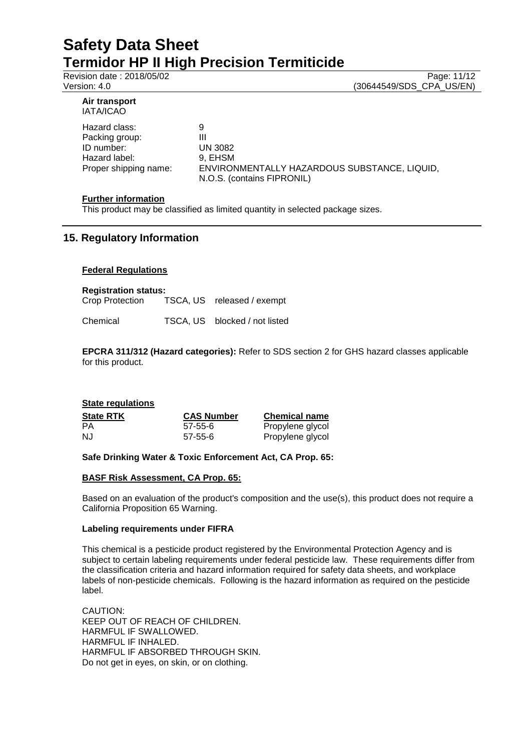**Air transport**
IATA/ICAO

| | |
|---|---|
| Hazard class: | 9 |
| Packing group: | III |
| ID number: | UN 3082 |
| Hazard label: | 9, EHSM |
| Proper shipping name: | ENVIRONMENTALLY HAZARDOUS SUBSTANCE, LIQUID, N.O.S. (contains FIPRONIL) |

**Further information**

This product may be classified as limited quantity in selected package sizes.

## 15. Regulatory Information

**Federal Regulations**

**Registration status:**

| | | |
|---|---|---|
| Crop Protection | TSCA, US | released / exempt |
| Chemical | TSCA, US | blocked / not listed |

**EPCRA 311/312 (Hazard categories):** Refer to SDS section 2 for GHS hazard classes applicable for this product.

**State regulations**

| State RTK | CAS Number | Chemical name |
|---|---|---|
| PA | 57-55-6 | Propylene glycol |
| NJ | 57-55-6 | Propylene glycol |

**Safe Drinking Water & Toxic Enforcement Act, CA Prop. 65:**

**BASF Risk Assessment, CA Prop. 65:**

Based on an evaluation of the product's composition and the use(s), this product does not require a California Proposition 65 Warning.

**Labeling requirements under FIFRA**

This chemical is a pesticide product registered by the Environmental Protection Agency and is subject to certain labeling requirements under federal pesticide law. These requirements differ from the classification criteria and hazard information required for safety data sheets, and workplace labels of non-pesticide chemicals. Following is the hazard information as required on the pesticide label.

CAUTION:
KEEP OUT OF REACH OF CHILDREN.
HARMFUL IF SWALLOWED.
HARMFUL IF INHALED.
HARMFUL IF ABSORBED THROUGH SKIN.
Do not get in eyes, on skin, or on clothing.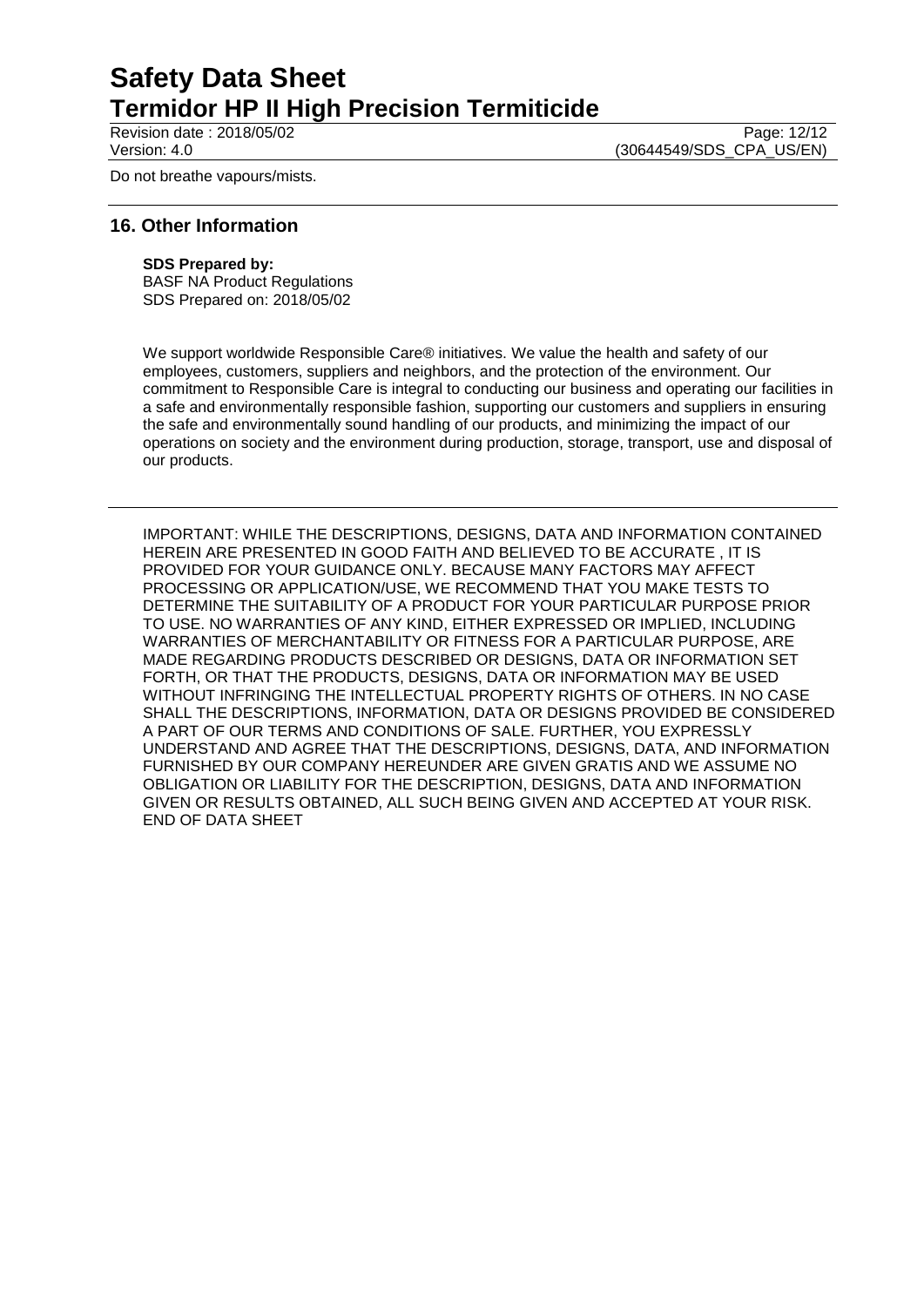Do not breathe vapours/mists.

## 16. Other Information

**SDS Prepared by:**
BASF NA Product Regulations
SDS Prepared on: 2018/05/02

We support worldwide Responsible Care® initiatives. We value the health and safety of our employees, customers, suppliers and neighbors, and the protection of the environment. Our commitment to Responsible Care is integral to conducting our business and operating our facilities in a safe and environmentally responsible fashion, supporting our customers and suppliers in ensuring the safe and environmentally sound handling of our products, and minimizing the impact of our operations on society and the environment during production, storage, transport, use and disposal of our products.

---

IMPORTANT: WHILE THE DESCRIPTIONS, DESIGNS, DATA AND INFORMATION CONTAINED HEREIN ARE PRESENTED IN GOOD FAITH AND BELIEVED TO BE ACCURATE , IT IS PROVIDED FOR YOUR GUIDANCE ONLY. BECAUSE MANY FACTORS MAY AFFECT PROCESSING OR APPLICATION/USE, WE RECOMMEND THAT YOU MAKE TESTS TO DETERMINE THE SUITABILITY OF A PRODUCT FOR YOUR PARTICULAR PURPOSE PRIOR TO USE. NO WARRANTIES OF ANY KIND, EITHER EXPRESSED OR IMPLIED, INCLUDING WARRANTIES OF MERCHANTABILITY OR FITNESS FOR A PARTICULAR PURPOSE, ARE MADE REGARDING PRODUCTS DESCRIBED OR DESIGNS, DATA OR INFORMATION SET FORTH, OR THAT THE PRODUCTS, DESIGNS, DATA OR INFORMATION MAY BE USED WITHOUT INFRINGING THE INTELLECTUAL PROPERTY RIGHTS OF OTHERS. IN NO CASE SHALL THE DESCRIPTIONS, INFORMATION, DATA OR DESIGNS PROVIDED BE CONSIDERED A PART OF OUR TERMS AND CONDITIONS OF SALE. FURTHER, YOU EXPRESSLY UNDERSTAND AND AGREE THAT THE DESCRIPTIONS, DESIGNS, DATA, AND INFORMATION FURNISHED BY OUR COMPANY HEREUNDER ARE GIVEN GRATIS AND WE ASSUME NO OBLIGATION OR LIABILITY FOR THE DESCRIPTION, DESIGNS, DATA AND INFORMATION GIVEN OR RESULTS OBTAINED, ALL SUCH BEING GIVEN AND ACCEPTED AT YOUR RISK.
END OF DATA SHEET